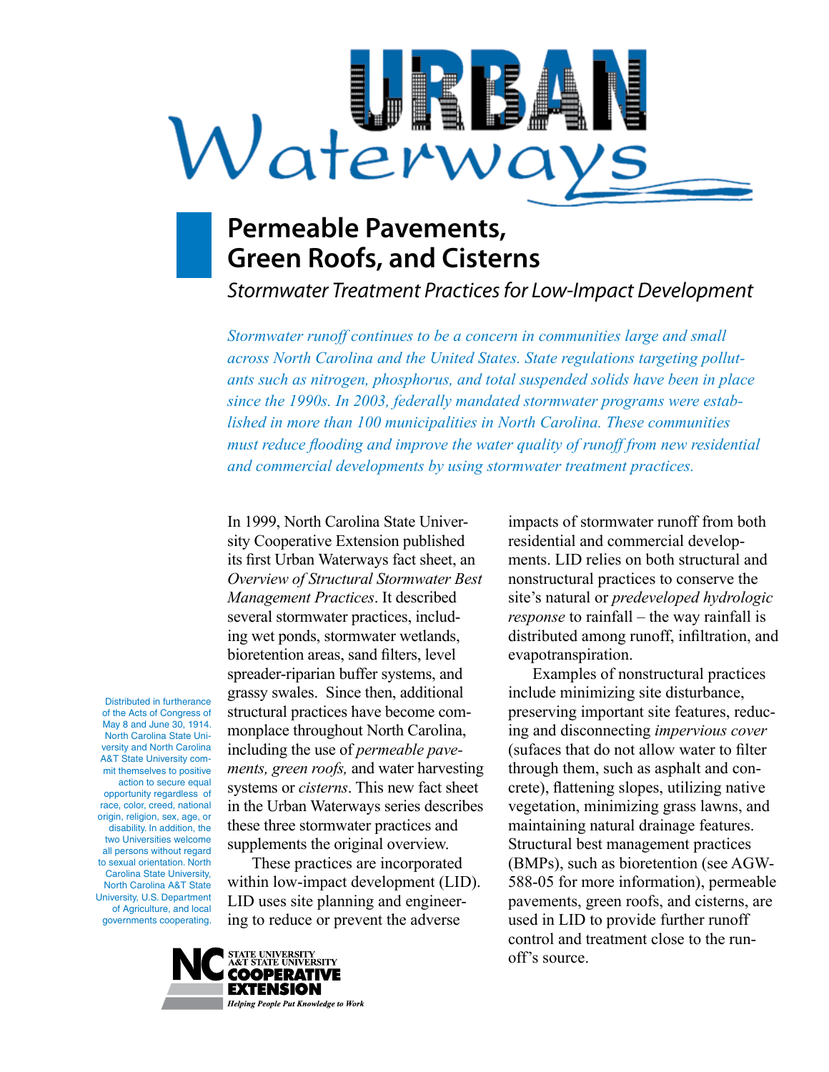# URBAN Waterways

## Permeable Pavements, Green Roofs, and Cisterns

*Stormwater Treatment Practices for Low-Impact Development*

*Stormwater runoff continues to be a concern in communities large and small across North Carolina and the United States. State regulations targeting pollutants such as nitrogen, phosphorus, and total suspended solids have been in place since the 1990s. In 2003, federally mandated stormwater programs were established in more than 100 municipalities in North Carolina. These communities must reduce flooding and improve the water quality of runoff from new residential and commercial developments by using stormwater treatment practices.*

In 1999, North Carolina State University Cooperative Extension published its first Urban Waterways fact sheet, an *Overview of Structural Stormwater Best Management Practices*. It described several stormwater practices, including wet ponds, stormwater wetlands, bioretention areas, sand filters, level spreader-riparian buffer systems, and grassy swales. Since then, additional structural practices have become commonplace throughout North Carolina, including the use of *permeable pavements, green roofs,* and water harvesting systems or *cisterns*. This new fact sheet in the Urban Waterways series describes these three stormwater practices and supplements the original overview.

These practices are incorporated within low-impact development (LID). LID uses site planning and engineering to reduce or prevent the adverse impacts of stormwater runoff from both residential and commercial developments. LID relies on both structural and nonstructural practices to conserve the site's natural or *predeveloped hydrologic response* to rainfall – the way rainfall is distributed among runoff, infiltration, and evapotranspiration.

Examples of nonstructural practices include minimizing site disturbance, preserving important site features, reducing and disconnecting *impervious cover* (sufaces that do not allow water to filter through them, such as asphalt and concrete), flattening slopes, utilizing native vegetation, minimizing grass lawns, and maintaining natural drainage features. Structural best management practices (BMPs), such as bioretention (see AGW-588-05 for more information), permeable pavements, green roofs, and cisterns, are used in LID to provide further runoff control and treatment close to the runoff's source.

Distributed in furtherance of the Acts of Congress of May 8 and June 30, 1914. North Carolina State University and North Carolina A&T State University commit themselves to positive action to secure equal opportunity regardless of race, color, creed, national origin, religion, sex, age, or disability. In addition, the two Universities welcome all persons without regard to sexual orientation. North Carolina State University, North Carolina A&T State University, U.S. Department of Agriculture, and local governments cooperating.

NC State University A&T State University Cooperative Extension
*Helping People Put Knowledge to Work*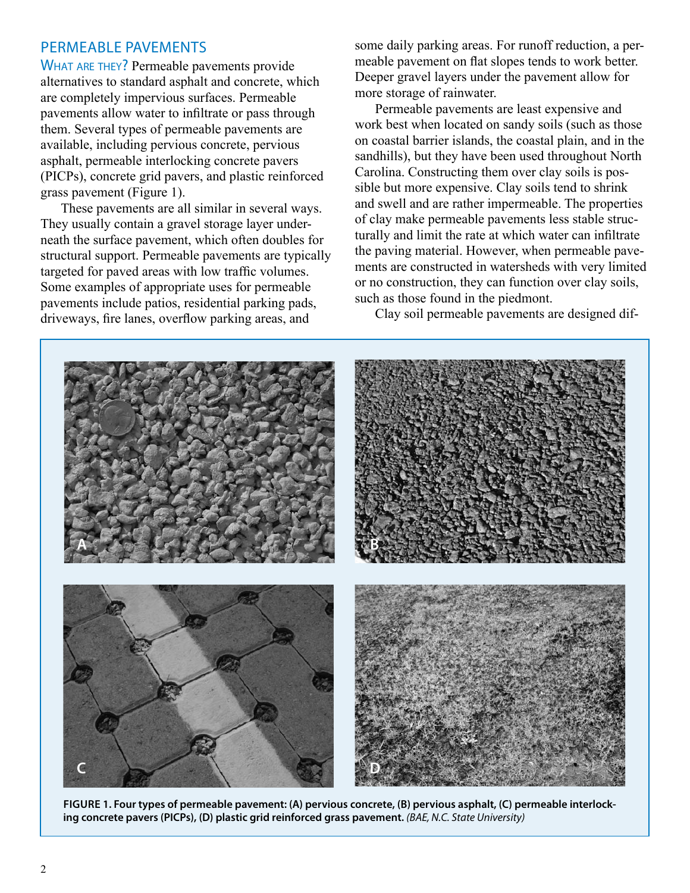## PERMEABLE PAVEMENTS

WHAT ARE THEY? Permeable pavements provide alternatives to standard asphalt and concrete, which are completely impervious surfaces. Permeable pavements allow water to infiltrate or pass through them. Several types of permeable pavements are available, including pervious concrete, pervious asphalt, permeable interlocking concrete pavers (PICPs), concrete grid pavers, and plastic reinforced grass pavement (Figure 1).

These pavements are all similar in several ways. They usually contain a gravel storage layer underneath the surface pavement, which often doubles for structural support. Permeable pavements are typically targeted for paved areas with low traffic volumes. Some examples of appropriate uses for permeable pavements include patios, residential parking pads, driveways, fire lanes, overflow parking areas, and some daily parking areas. For runoff reduction, a permeable pavement on flat slopes tends to work better. Deeper gravel layers under the pavement allow for more storage of rainwater.

Permeable pavements are least expensive and work best when located on sandy soils (such as those on coastal barrier islands, the coastal plain, and in the sandhills), but they have been used throughout North Carolina. Constructing them over clay soils is possible but more expensive. Clay soils tend to shrink and swell and are rather impermeable. The properties of clay make permeable pavements less stable structurally and limit the rate at which water can infiltrate the paving material. However, when permeable pavements are constructed in watersheds with very limited or no construction, they can function over clay soils, such as those found in the piedmont.

Clay soil permeable pavements are designed dif-

**FIGURE 1. Four types of permeable pavement: (A) pervious concrete, (B) pervious asphalt, (C) permeable interlocking concrete pavers (PICPs), (D) plastic grid reinforced grass pavement.** *(BAE, N.C. State University)*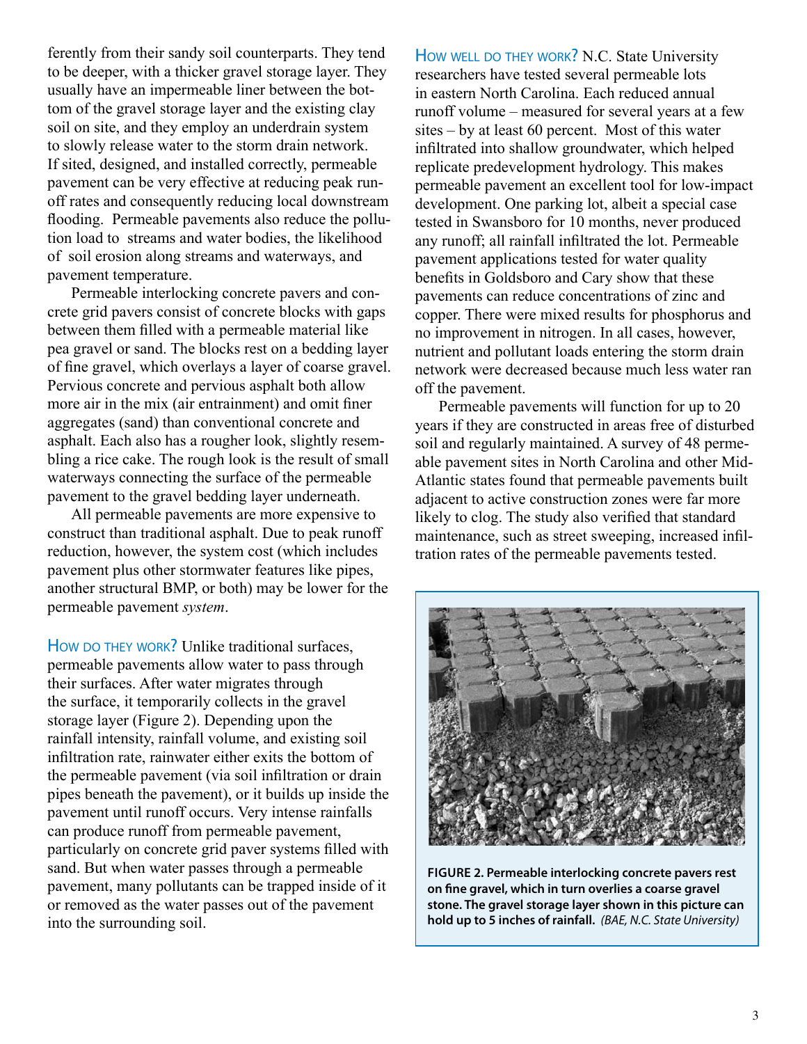ferently from their sandy soil counterparts. They tend to be deeper, with a thicker gravel storage layer. They usually have an impermeable liner between the bottom of the gravel storage layer and the existing clay soil on site, and they employ an underdrain system to slowly release water to the storm drain network. If sited, designed, and installed correctly, permeable pavement can be very effective at reducing peak runoff rates and consequently reducing local downstream flooding. Permeable pavements also reduce the pollution load to streams and water bodies, the likelihood of soil erosion along streams and waterways, and pavement temperature.

Permeable interlocking concrete pavers and concrete grid pavers consist of concrete blocks with gaps between them filled with a permeable material like pea gravel or sand. The blocks rest on a bedding layer of fine gravel, which overlays a layer of coarse gravel. Pervious concrete and pervious asphalt both allow more air in the mix (air entrainment) and omit finer aggregates (sand) than conventional concrete and asphalt. Each also has a rougher look, slightly resembling a rice cake. The rough look is the result of small waterways connecting the surface of the permeable pavement to the gravel bedding layer underneath.

All permeable pavements are more expensive to construct than traditional asphalt. Due to peak runoff reduction, however, the system cost (which includes pavement plus other stormwater features like pipes, another structural BMP, or both) may be lower for the permeable pavement *system*.

**HOW DO THEY WORK?** Unlike traditional surfaces, permeable pavements allow water to pass through their surfaces. After water migrates through the surface, it temporarily collects in the gravel storage layer (Figure 2). Depending upon the rainfall intensity, rainfall volume, and existing soil infiltration rate, rainwater either exits the bottom of the permeable pavement (via soil infiltration or drain pipes beneath the pavement), or it builds up inside the pavement until runoff occurs. Very intense rainfalls can produce runoff from permeable pavement, particularly on concrete grid paver systems filled with sand. But when water passes through a permeable pavement, many pollutants can be trapped inside of it or removed as the water passes out of the pavement into the surrounding soil.

**HOW WELL DO THEY WORK?** N.C. State University researchers have tested several permeable lots in eastern North Carolina. Each reduced annual runoff volume – measured for several years at a few sites – by at least 60 percent. Most of this water infiltrated into shallow groundwater, which helped replicate predevelopment hydrology. This makes permeable pavement an excellent tool for low-impact development. One parking lot, albeit a special case tested in Swansboro for 10 months, never produced any runoff; all rainfall infiltrated the lot. Permeable pavement applications tested for water quality benefits in Goldsboro and Cary show that these pavements can reduce concentrations of zinc and copper. There were mixed results for phosphorus and no improvement in nitrogen. In all cases, however, nutrient and pollutant loads entering the storm drain network were decreased because much less water ran off the pavement.

Permeable pavements will function for up to 20 years if they are constructed in areas free of disturbed soil and regularly maintained. A survey of 48 permeable pavement sites in North Carolina and other Mid-Atlantic states found that permeable pavements built adjacent to active construction zones were far more likely to clog. The study also verified that standard maintenance, such as street sweeping, increased infiltration rates of the permeable pavements tested.

**FIGURE 2. Permeable interlocking concrete pavers rest on fine gravel, which in turn overlies a coarse gravel stone. The gravel storage layer shown in this picture can hold up to 5 inches of rainfall.** *(BAE, N.C. State University)*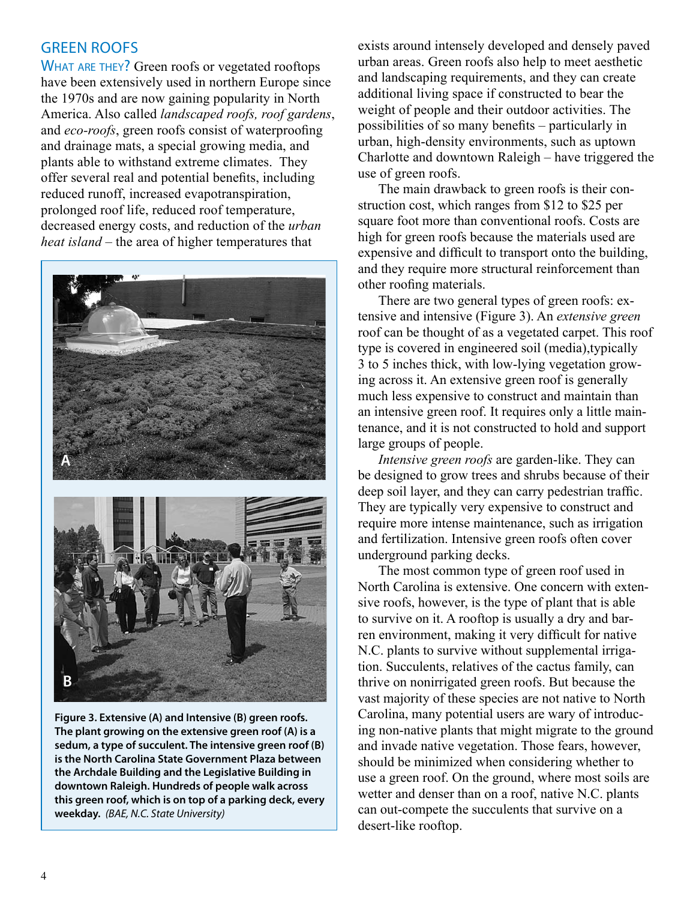## GREEN ROOFS

WHAT ARE THEY? Green roofs or vegetated rooftops have been extensively used in northern Europe since the 1970s and are now gaining popularity in North America. Also called *landscaped roofs, roof gardens*, and *eco-roofs*, green roofs consist of waterproofing and drainage mats, a special growing media, and plants able to withstand extreme climates. They offer several real and potential benefits, including reduced runoff, increased evapotranspiration, prolonged roof life, reduced roof temperature, decreased energy costs, and reduction of the *urban heat island* – the area of higher temperatures that exists around intensely developed and densely paved urban areas. Green roofs also help to meet aesthetic and landscaping requirements, and they can create additional living space if constructed to bear the weight of people and their outdoor activities. The possibilities of so many benefits – particularly in urban, high-density environments, such as uptown Charlotte and downtown Raleigh – have triggered the use of green roofs.

The main drawback to green roofs is their construction cost, which ranges from $12 to $25 per square foot more than conventional roofs. Costs are high for green roofs because the materials used are expensive and difficult to transport onto the building, and they require more structural reinforcement than other roofing materials.

There are two general types of green roofs: extensive and intensive (Figure 3). An *extensive green* roof can be thought of as a vegetated carpet. This roof type is covered in engineered soil (media),typically 3 to 5 inches thick, with low-lying vegetation growing across it. An extensive green roof is generally much less expensive to construct and maintain than an intensive green roof. It requires only a little maintenance, and it is not constructed to hold and support large groups of people.

*Intensive green roofs* are garden-like. They can be designed to grow trees and shrubs because of their deep soil layer, and they can carry pedestrian traffic. They are typically very expensive to construct and require more intense maintenance, such as irrigation and fertilization. Intensive green roofs often cover underground parking decks.

The most common type of green roof used in North Carolina is extensive. One concern with extensive roofs, however, is the type of plant that is able to survive on it. A rooftop is usually a dry and barren environment, making it very difficult for native N.C. plants to survive without supplemental irrigation. Succulents, relatives of the cactus family, can thrive on nonirrigated green roofs. But because the vast majority of these species are not native to North Carolina, many potential users are wary of introducing non-native plants that might migrate to the ground and invade native vegetation. Those fears, however, should be minimized when considering whether to use a green roof. On the ground, where most soils are wetter and denser than on a roof, native N.C. plants can out-compete the succulents that survive on a desert-like rooftop.

**Figure 3. Extensive (A) and Intensive (B) green roofs. The plant growing on the extensive green roof (A) is a sedum, a type of succulent. The intensive green roof (B) is the North Carolina State Government Plaza between the Archdale Building and the Legislative Building in downtown Raleigh. Hundreds of people walk across this green roof, which is on top of a parking deck, every weekday.** *(BAE, N.C. State University)*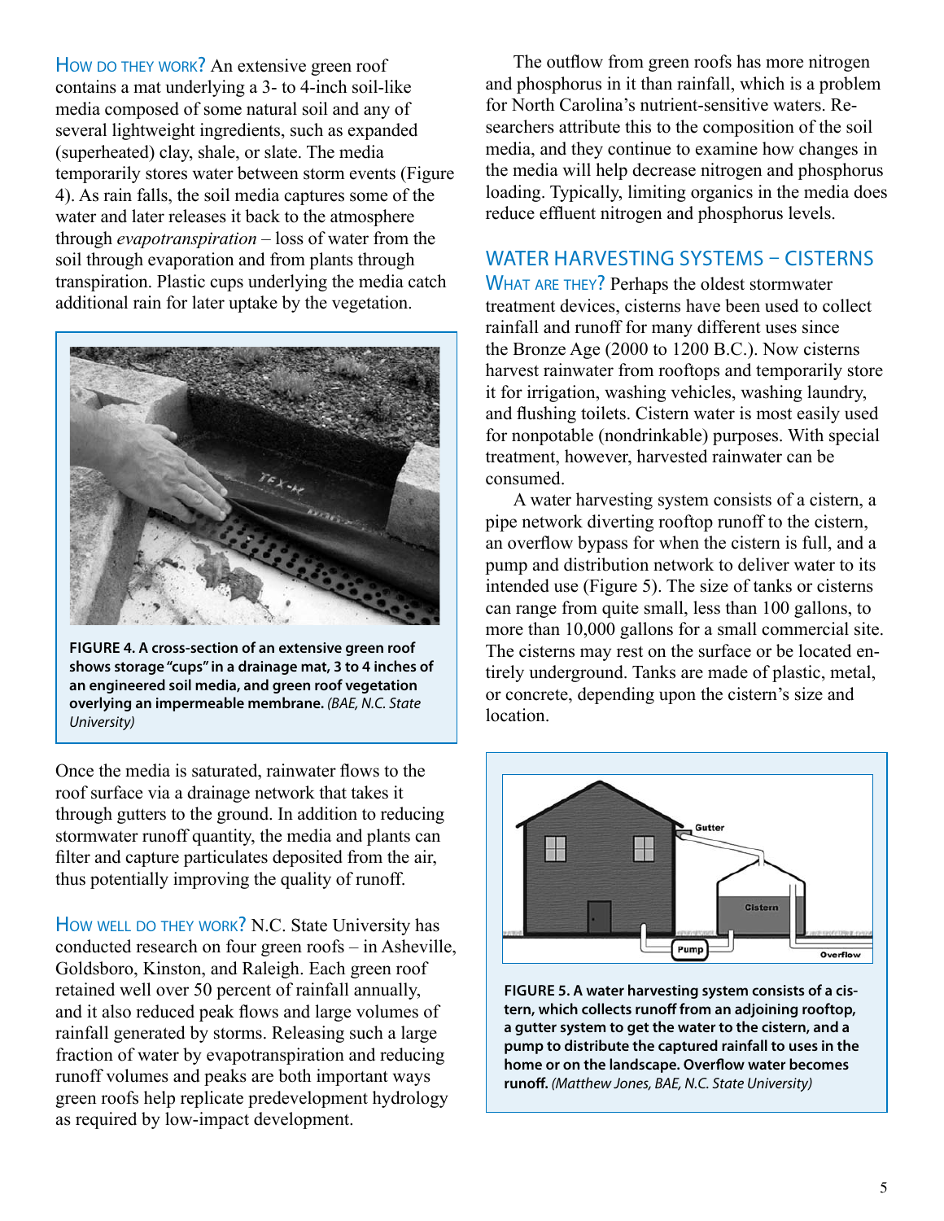**How do they work?** An extensive green roof contains a mat underlying a 3- to 4-inch soil-like media composed of some natural soil and any of several lightweight ingredients, such as expanded (superheated) clay, shale, or slate. The media temporarily stores water between storm events (Figure 4). As rain falls, the soil media captures some of the water and later releases it back to the atmosphere through *evapotranspiration* – loss of water from the soil through evaporation and from plants through transpiration. Plastic cups underlying the media catch additional rain for later uptake by the vegetation.

**FIGURE 4. A cross-section of an extensive green roof shows storage "cups" in a drainage mat, 3 to 4 inches of an engineered soil media, and green roof vegetation overlying an impermeable membrane.** *(BAE, N.C. State University)*

Once the media is saturated, rainwater flows to the roof surface via a drainage network that takes it through gutters to the ground. In addition to reducing stormwater runoff quantity, the media and plants can filter and capture particulates deposited from the air, thus potentially improving the quality of runoff.

**How well do they work?** N.C. State University has conducted research on four green roofs – in Asheville, Goldsboro, Kinston, and Raleigh. Each green roof retained well over 50 percent of rainfall annually, and it also reduced peak flows and large volumes of rainfall generated by storms. Releasing such a large fraction of water by evapotranspiration and reducing runoff volumes and peaks are both important ways green roofs help replicate predevelopment hydrology as required by low-impact development.

The outflow from green roofs has more nitrogen and phosphorus in it than rainfall, which is a problem for North Carolina's nutrient-sensitive waters. Researchers attribute this to the composition of the soil media, and they continue to examine how changes in the media will help decrease nitrogen and phosphorus loading. Typically, limiting organics in the media does reduce effluent nitrogen and phosphorus levels.

## WATER HARVESTING SYSTEMS – CISTERNS

**What are they?** Perhaps the oldest stormwater treatment devices, cisterns have been used to collect rainfall and runoff for many different uses since the Bronze Age (2000 to 1200 B.C.). Now cisterns harvest rainwater from rooftops and temporarily store it for irrigation, washing vehicles, washing laundry, and flushing toilets. Cistern water is most easily used for nonpotable (nondrinkable) purposes. With special treatment, however, harvested rainwater can be consumed.

A water harvesting system consists of a cistern, a pipe network diverting rooftop runoff to the cistern, an overflow bypass for when the cistern is full, and a pump and distribution network to deliver water to its intended use (Figure 5). The size of tanks or cisterns can range from quite small, less than 100 gallons, to more than 10,000 gallons for a small commercial site. The cisterns may rest on the surface or be located entirely underground. Tanks are made of plastic, metal, or concrete, depending upon the cistern's size and location.

**FIGURE 5. A water harvesting system consists of a cistern, which collects runoff from an adjoining rooftop, a gutter system to get the water to the cistern, and a pump to distribute the captured rainfall to uses in the home or on the landscape. Overflow water becomes runoff.** *(Matthew Jones, BAE, N.C. State University)*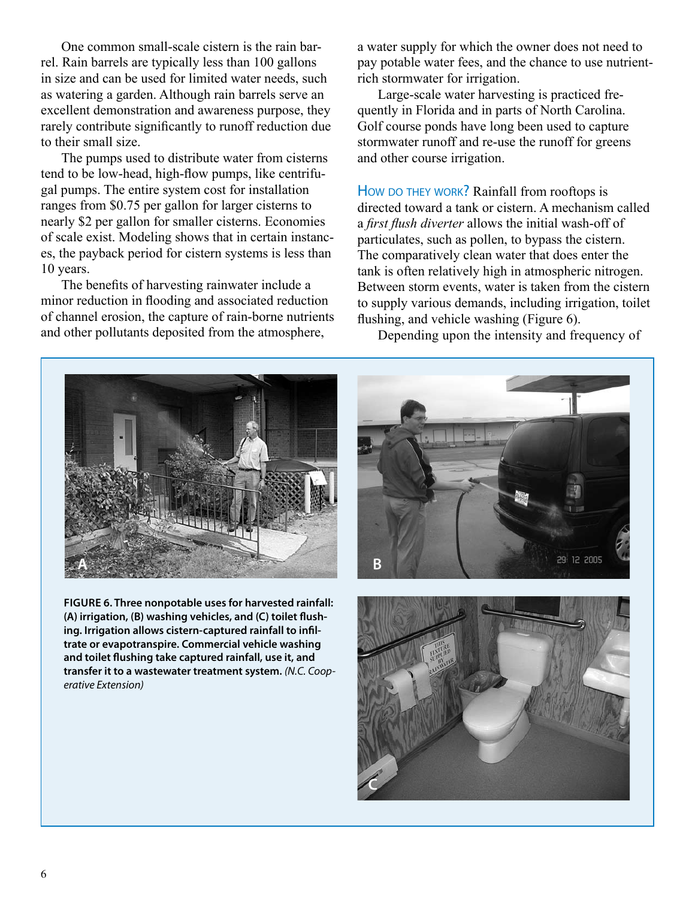One common small-scale cistern is the rain barrel. Rain barrels are typically less than 100 gallons in size and can be used for limited water needs, such as watering a garden. Although rain barrels serve an excellent demonstration and awareness purpose, they rarely contribute significantly to runoff reduction due to their small size.

The pumps used to distribute water from cisterns tend to be low-head, high-flow pumps, like centrifugal pumps. The entire system cost for installation ranges from $0.75 per gallon for larger cisterns to nearly $2 per gallon for smaller cisterns. Economies of scale exist. Modeling shows that in certain instances, the payback period for cistern systems is less than 10 years.

The benefits of harvesting rainwater include a minor reduction in flooding and associated reduction of channel erosion, the capture of rain-borne nutrients and other pollutants deposited from the atmosphere, a water supply for which the owner does not need to pay potable water fees, and the chance to use nutrient-rich stormwater for irrigation.

Large-scale water harvesting is practiced frequently in Florida and in parts of North Carolina. Golf course ponds have long been used to capture stormwater runoff and re-use the runoff for greens and other course irrigation.

**How do they work?** Rainfall from rooftops is directed toward a tank or cistern. A mechanism called a *first flush diverter* allows the initial wash-off of particulates, such as pollen, to bypass the cistern. The comparatively clean water that does enter the tank is often relatively high in atmospheric nitrogen. Between storm events, water is taken from the cistern to supply various demands, including irrigation, toilet flushing, and vehicle washing (Figure 6).

Depending upon the intensity and frequency of

**FIGURE 6. Three nonpotable uses for harvested rainfall: (A) irrigation, (B) washing vehicles, and (C) toilet flushing. Irrigation allows cistern-captured rainfall to infiltrate or evapotranspire. Commercial vehicle washing and toilet flushing take captured rainfall, use it, and transfer it to a wastewater treatment system.** *(N.C. Cooperative Extension)*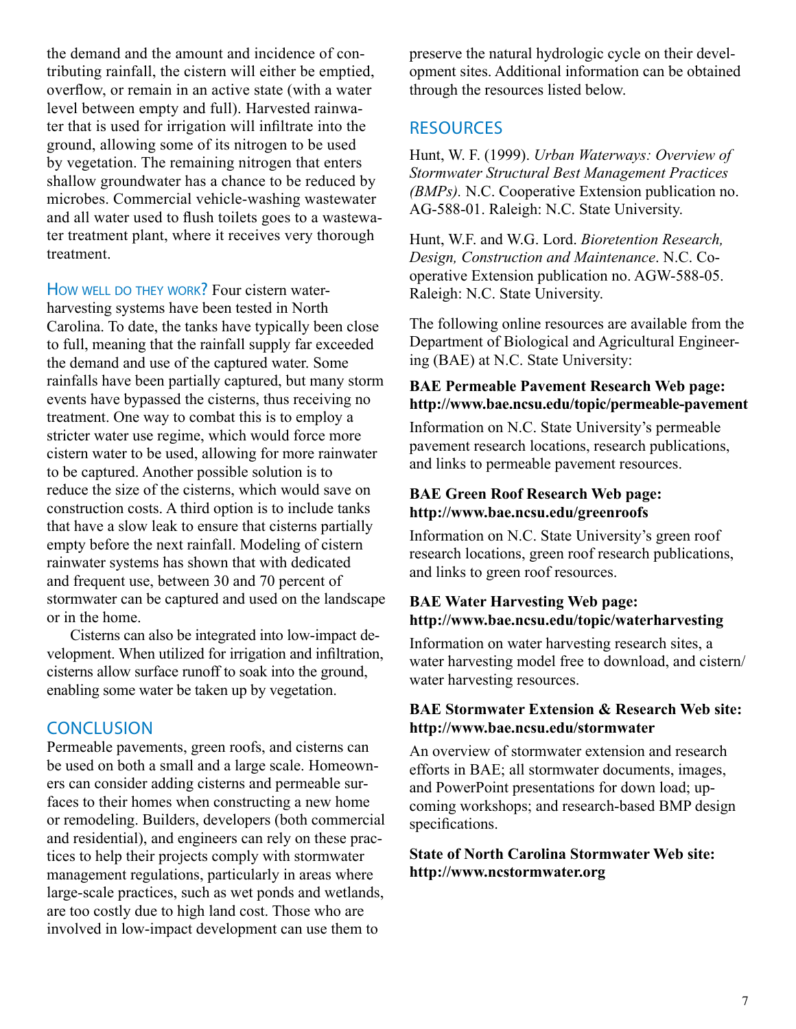the demand and the amount and incidence of contributing rainfall, the cistern will either be emptied, overflow, or remain in an active state (with a water level between empty and full). Harvested rainwater that is used for irrigation will infiltrate into the ground, allowing some of its nitrogen to be used by vegetation. The remaining nitrogen that enters shallow groundwater has a chance to be reduced by microbes. Commercial vehicle-washing wastewater and all water used to flush toilets goes to a wastewater treatment plant, where it receives very thorough treatment.

HOW WELL DO THEY WORK? Four cistern water-harvesting systems have been tested in North Carolina. To date, the tanks have typically been close to full, meaning that the rainfall supply far exceeded the demand and use of the captured water. Some rainfalls have been partially captured, but many storm events have bypassed the cisterns, thus receiving no treatment. One way to combat this is to employ a stricter water use regime, which would force more cistern water to be used, allowing for more rainwater to be captured. Another possible solution is to reduce the size of the cisterns, which would save on construction costs. A third option is to include tanks that have a slow leak to ensure that cisterns partially empty before the next rainfall. Modeling of cistern rainwater systems has shown that with dedicated and frequent use, between 30 and 70 percent of stormwater can be captured and used on the landscape or in the home.

Cisterns can also be integrated into low-impact development. When utilized for irrigation and infiltration, cisterns allow surface runoff to soak into the ground, enabling some water be taken up by vegetation.

## CONCLUSION

Permeable pavements, green roofs, and cisterns can be used on both a small and a large scale. Homeowners can consider adding cisterns and permeable surfaces to their homes when constructing a new home or remodeling. Builders, developers (both commercial and residential), and engineers can rely on these practices to help their projects comply with stormwater management regulations, particularly in areas where large-scale practices, such as wet ponds and wetlands, are too costly due to high land cost. Those who are involved in low-impact development can use them to preserve the natural hydrologic cycle on their development sites. Additional information can be obtained through the resources listed below.

## RESOURCES

Hunt, W. F. (1999). *Urban Waterways: Overview of Stormwater Structural Best Management Practices (BMPs).* N.C. Cooperative Extension publication no. AG-588-01. Raleigh: N.C. State University.

Hunt, W.F. and W.G. Lord. *Bioretention Research, Design, Construction and Maintenance*. N.C. Cooperative Extension publication no. AGW-588-05. Raleigh: N.C. State University.

The following online resources are available from the Department of Biological and Agricultural Engineering (BAE) at N.C. State University:

**BAE Permeable Pavement Research Web page: http://www.bae.ncsu.edu/topic/permeable-pavement**

Information on N.C. State University's permeable pavement research locations, research publications, and links to permeable pavement resources.

**BAE Green Roof Research Web page: http://www.bae.ncsu.edu/greenroofs**

Information on N.C. State University's green roof research locations, green roof research publications, and links to green roof resources.

**BAE Water Harvesting Web page: http://www.bae.ncsu.edu/topic/waterharvesting**

Information on water harvesting research sites, a water harvesting model free to download, and cistern/ water harvesting resources.

**BAE Stormwater Extension & Research Web site: http://www.bae.ncsu.edu/stormwater**

An overview of stormwater extension and research efforts in BAE; all stormwater documents, images, and PowerPoint presentations for down load; upcoming workshops; and research-based BMP design specifications.

**State of North Carolina Stormwater Web site: http://www.ncstormwater.org**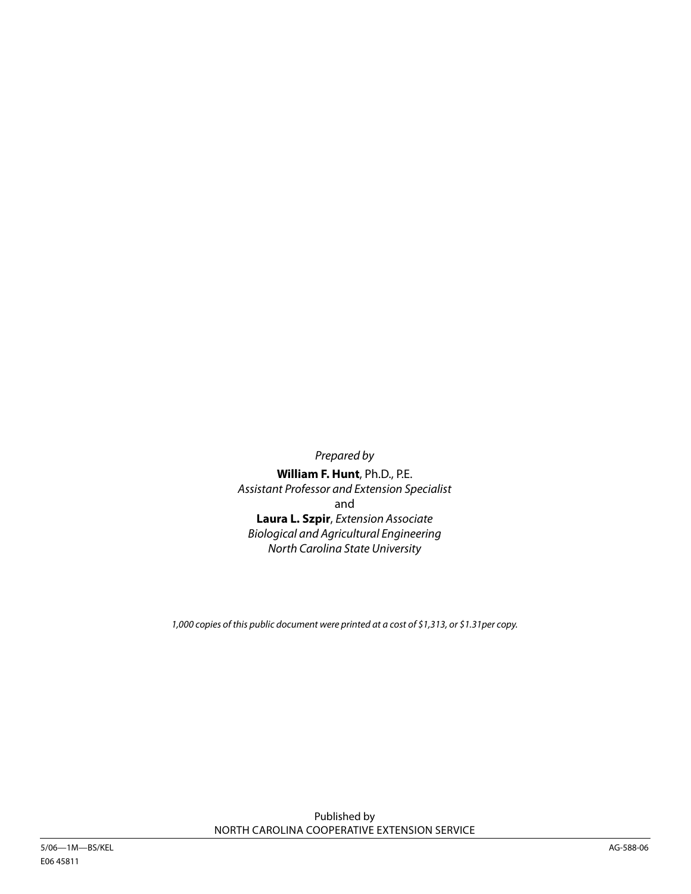*Prepared by*

**William F. Hunt**, Ph.D., P.E.
*Assistant Professor and Extension Specialist*
and
**Laura L. Szpir**, *Extension Associate*
*Biological and Agricultural Engineering*
*North Carolina State University*

*1,000 copies of this public document were printed at a cost of $1,313, or $1.31per copy.*

Published by
NORTH CAROLINA COOPERATIVE EXTENSION SERVICE

5/06—1M—BS/KEL
E06 45811

AG-588-06